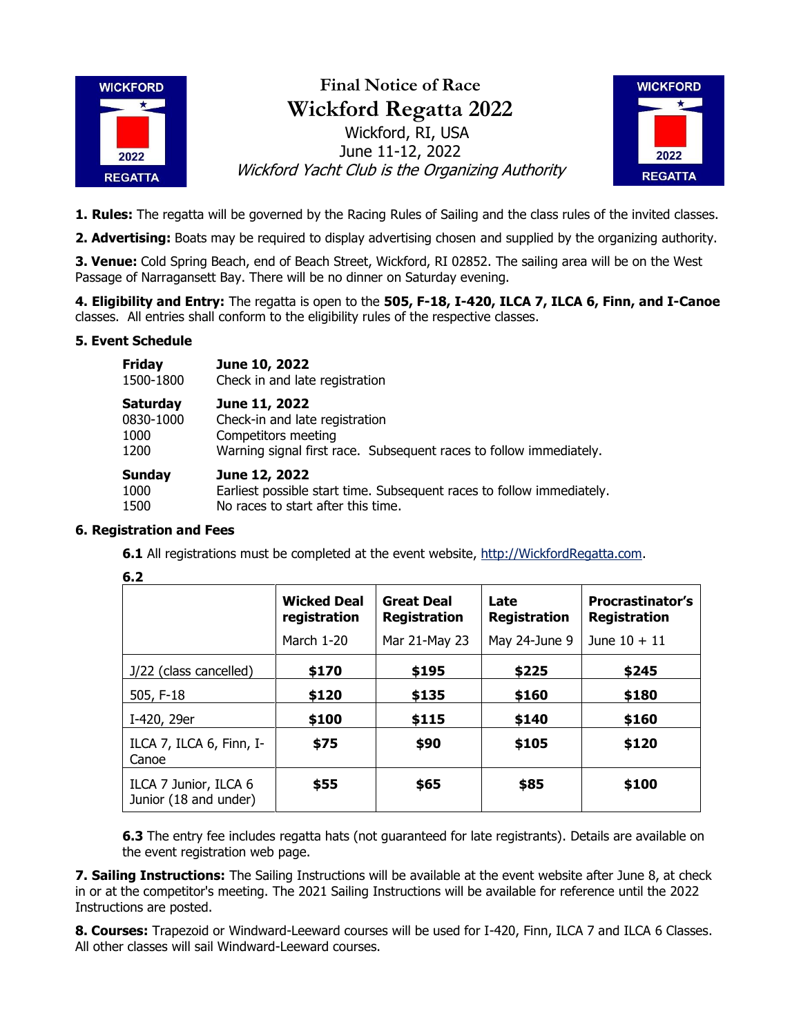# Final Notice of Race

# Wickford Regatta 2022

Wickford, RI, USA
June 11-12, 2022
*Wickford Yacht Club is the Organizing Authority*

**1. Rules:** The regatta will be governed by the Racing Rules of Sailing and the class rules of the invited classes.

**2. Advertising:** Boats may be required to display advertising chosen and supplied by the organizing authority.

**3. Venue:** Cold Spring Beach, end of Beach Street, Wickford, RI 02852. The sailing area will be on the West Passage of Narragansett Bay. There will be no dinner on Saturday evening.

**4. Eligibility and Entry:** The regatta is open to the **505, F-18, I-420, ILCA 7, ILCA 6, Finn, and I-Canoe** classes. All entries shall conform to the eligibility rules of the respective classes.

**5. Event Schedule**

| | |
|---|---|
| **Friday** | **June 10, 2022** |
| 1500-1800 | Check in and late registration |
| **Saturday** | **June 11, 2022** |
| 0830-1000 | Check-in and late registration |
| 1000 | Competitors meeting |
| 1200 | Warning signal first race. Subsequent races to follow immediately. |
| **Sunday** | **June 12, 2022** |
| 1000 | Earliest possible start time. Subsequent races to follow immediately. |
| 1500 | No races to start after this time. |

**6. Registration and Fees**

**6.1** All registrations must be completed at the event website, http://WickfordRegatta.com.

**6.2**

| | **Wicked Deal registration** March 1-20 | **Great Deal Registration** Mar 21-May 23 | **Late Registration** May 24-June 9 | **Procrastinator's Registration** June 10 + 11 |
|---|---|---|---|---|
| J/22 (class cancelled) | **$170** | **$195** | **$225** | **$245** |
| 505, F-18 | **$120** | **$135** | **$160** | **$180** |
| I-420, 29er | **$100** | **$115** | **$140** | **$160** |
| ILCA 7, ILCA 6, Finn, I-Canoe | **$75** | **$90** | **$105** | **$120** |
| ILCA 7 Junior, ILCA 6 Junior (18 and under) | **$55** | **$65** | **$85** | **$100** |

**6.3** The entry fee includes regatta hats (not guaranteed for late registrants). Details are available on the event registration web page.

**7. Sailing Instructions:** The Sailing Instructions will be available at the event website after June 8, at check in or at the competitor's meeting. The 2021 Sailing Instructions will be available for reference until the 2022 Instructions are posted.

**8. Courses:** Trapezoid or Windward-Leeward courses will be used for I-420, Finn, ILCA 7 and ILCA 6 Classes. All other classes will sail Windward-Leeward courses.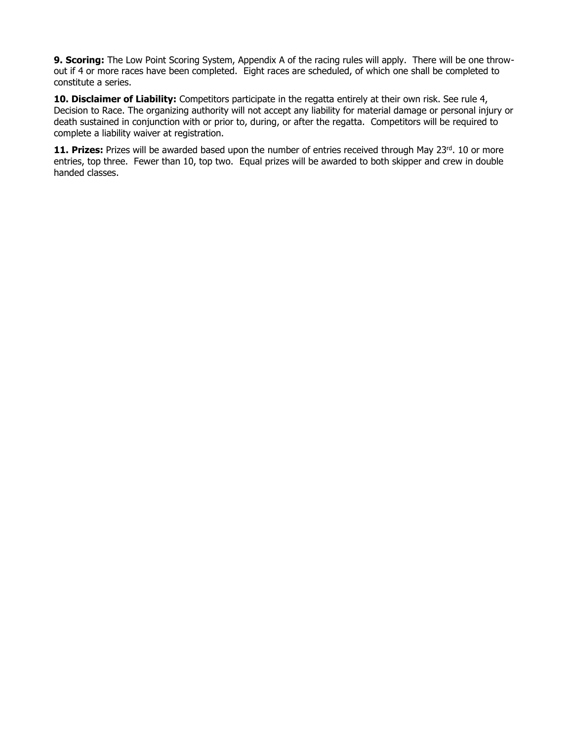**9. Scoring:** The Low Point Scoring System, Appendix A of the racing rules will apply. There will be one throw-out if 4 or more races have been completed. Eight races are scheduled, of which one shall be completed to constitute a series.

**10. Disclaimer of Liability:** Competitors participate in the regatta entirely at their own risk. See rule 4, Decision to Race. The organizing authority will not accept any liability for material damage or personal injury or death sustained in conjunction with or prior to, during, or after the regatta. Competitors will be required to complete a liability waiver at registration.

**11. Prizes:** Prizes will be awarded based upon the number of entries received through May 23rd. 10 or more entries, top three. Fewer than 10, top two. Equal prizes will be awarded to both skipper and crew in double handed classes.